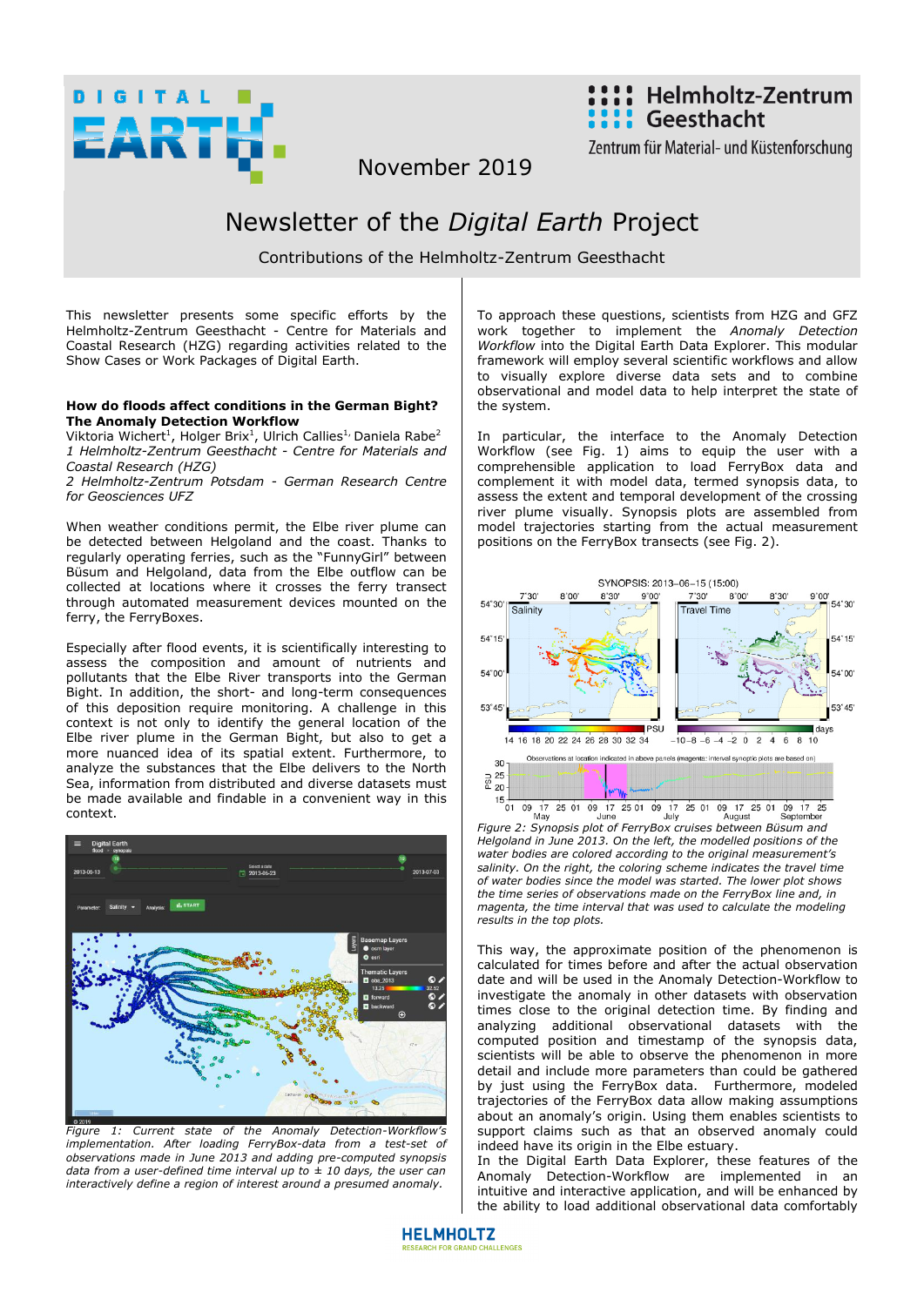DIGITAL EARTH

Helmholtz-Zentrum Geesthacht

Zentrum für Material- und Küstenforschung

November 2019

# Newsletter of the *Digital Earth* Project

Contributions of the Helmholtz-Zentrum Geesthacht

This newsletter presents some specific efforts by the Helmholtz-Zentrum Geesthacht - Centre for Materials and Coastal Research (HZG) regarding activities related to the Show Cases or Work Packages of Digital Earth.

## How do floods affect conditions in the German Bight? The Anomaly Detection Workflow

Viktoria Wichert[1], Holger Brix[1], Ulrich Callies[1], Daniela Rabe[2]

*1 Helmholtz-Zentrum Geesthacht - Centre for Materials and Coastal Research (HZG)*

*2 Helmholtz-Zentrum Potsdam - German Research Centre for Geosciences UFZ*

When weather conditions permit, the Elbe river plume can be detected between Helgoland and the coast. Thanks to regularly operating ferries, such as the "FunnyGirl" between Büsum and Helgoland, data from the Elbe outflow can be collected at locations where it crosses the ferry transect through automated measurement devices mounted on the ferry, the FerryBoxes.

Especially after flood events, it is scientifically interesting to assess the composition and amount of nutrients and pollutants that the Elbe River transports into the German Bight. In addition, the short- and long-term consequences of this deposition require monitoring. A challenge in this context is not only to identify the general location of the Elbe river plume in the German Bight, but also to get a more nuanced idea of its spatial extent. Furthermore, to analyze the substances that the Elbe delivers to the North Sea, information from distributed and diverse datasets must be made available and findable in a convenient way in this context.

*Figure 1: Current state of the Anomaly Detection-Workflow's implementation. After loading FerryBox-data from a test-set of observations made in June 2013 and adding pre-computed synopsis data from a user-defined time interval up to ± 10 days, the user can interactively define a region of interest around a presumed anomaly.*

To approach these questions, scientists from HZG and GFZ work together to implement the *Anomaly Detection Workflow* into the Digital Earth Data Explorer. This modular framework will employ several scientific workflows and allow to visually explore diverse data sets and to combine observational and model data to help interpret the state of the system.

In particular, the interface to the Anomaly Detection Workflow (see Fig. 1) aims to equip the user with a comprehensible application to load FerryBox data and complement it with model data, termed synopsis data, to assess the extent and temporal development of the crossing river plume visually. Synopsis plots are assembled from model trajectories starting from the actual measurement positions on the FerryBox transects (see Fig. 2).

*Figure 2: Synopsis plot of FerryBox cruises between Büsum and Helgoland in June 2013. On the left, the modelled positions of the water bodies are colored according to the original measurement's salinity. On the right, the coloring scheme indicates the travel time of water bodies since the model was started. The lower plot shows the time series of observations made on the FerryBox line and, in magenta, the time interval that was used to calculate the modeling results in the top plots.*

This way, the approximate position of the phenomenon is calculated for times before and after the actual observation date and will be used in the Anomaly Detection-Workflow to investigate the anomaly in other datasets with observation times close to the original detection time. By finding and analyzing additional observational datasets with the computed position and timestamp of the synopsis data, scientists will be able to observe the phenomenon in more detail and include more parameters than could be gathered by just using the FerryBox data. Furthermore, modeled trajectories of the FerryBox data allow making assumptions about an anomaly's origin. Using them enables scientists to support claims such as that an observed anomaly could indeed have its origin in the Elbe estuary.

In the Digital Earth Data Explorer, these features of the Anomaly Detection-Workflow are implemented in an intuitive and interactive application, and will be enhanced by the ability to load additional observational data comfortably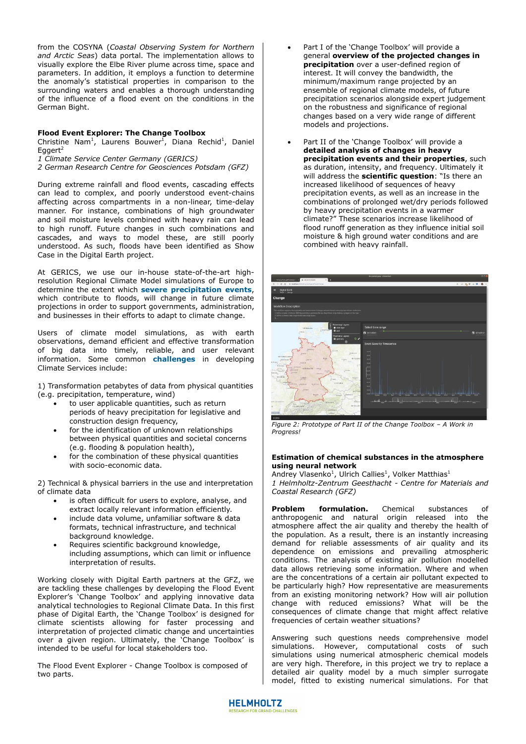from the COSYNA (*Coastal Observing System for Northern and Arctic Seas*) data portal. The implementation allows to visually explore the Elbe River plume across time, space and parameters. In addition, it employs a function to determine the anomaly's statistical properties in comparison to the surrounding waters and enables a thorough understanding of the influence of a flood event on the conditions in the German Bight.

**Flood Event Explorer: The Change Toolbox**

Christine Nam[1], Laurens Bouwer[1], Diana Rechid[1], Daniel Eggert[2]

*1 Climate Service Center Germany (GERICS)*

*2 German Research Centre for Geosciences Potsdam (GFZ)*

During extreme rainfall and flood events, cascading effects can lead to complex, and poorly understood event-chains affecting across compartments in a non-linear, time-delay manner. For instance, combinations of high groundwater and soil moisture levels combined with heavy rain can lead to high runoff. Future changes in such combinations and cascades, and ways to model these, are still poorly understood. As such, floods have been identified as Show Case in the Digital Earth project.

At GERICS, we use our in-house state-of-the-art high-resolution Regional Climate Model simulations of Europe to determine the extent which **severe precipitation events**, which contribute to floods, will change in future climate projections in order to support governments, administration, and businesses in their efforts to adapt to climate change.

Users of climate model simulations, as with earth observations, demand efficient and effective transformation of big data into timely, reliable, and user relevant information. Some common **challenges** in developing Climate Services include:

1) Transformation petabytes of data from physical quantities (e.g. precipitation, temperature, wind)

- to user applicable quantities, such as return periods of heavy precipitation for legislative and construction design frequency,
- for the identification of unknown relationships between physical quantities and societal concerns (e.g. flooding & population health),
- for the combination of these physical quantities with socio-economic data.

2) Technical & physical barriers in the use and interpretation of climate data

- is often difficult for users to explore, analyse, and extract locally relevant information efficiently.
- include data volume, unfamiliar software & data formats, technical infrastructure, and technical background knowledge.
- Requires scientific background knowledge, including assumptions, which can limit or influence interpretation of results.

Working closely with Digital Earth partners at the GFZ, we are tackling these challenges by developing the Flood Event Explorer's 'Change Toolbox' and applying innovative data analytical technologies to Regional Climate Data. In this first phase of Digital Earth, the 'Change Toolbox' is designed for climate scientists allowing for faster processing and interpretation of projected climatic change and uncertainties over a given region. Ultimately, the 'Change Toolbox' is intended to be useful for local stakeholders too.

The Flood Event Explorer - Change Toolbox is composed of two parts.

- Part I of the 'Change Toolbox' will provide a general **overview of the projected changes in precipitation** over a user-defined region of interest. It will convey the bandwidth, the minimum/maximum range projected by an ensemble of regional climate models, of future precipitation scenarios alongside expert judgement on the robustness and significance of regional changes based on a very wide range of different models and projections.
- Part II of the 'Change Toolbox' will provide a **detailed analysis of changes in heavy precipitation events and their properties**, such as duration, intensity, and frequency. Ultimately it will address the **scientific question**: "Is there an increased likelihood of sequences of heavy precipitation events, as well as an increase in the combinations of prolonged wet/dry periods followed by heavy precipitation events in a warmer climate?" These scenarios increase likelihood of flood runoff generation as they influence initial soil moisture & high ground water conditions and are combined with heavy rainfall.

*Figure 2: Prototype of Part II of the Change Toolbox – A Work in Progress!*

**Estimation of chemical substances in the atmosphere using neural network**

Andrey Vlasenko[1], Ulrich Callies[1], Volker Matthias[1]

*1 Helmholtz-Zentrum Geesthacht - Centre for Materials and Coastal Research (GFZ)*

**Problem formulation.** Chemical substances of anthropogenic and natural origin released into the atmosphere affect the air quality and thereby the health of the population. As a result, there is an instantly increasing demand for reliable assessments of air quality and its dependence on emissions and prevailing atmospheric conditions. The analysis of existing air pollution modelled data allows retrieving some information. Where and when are the concentrations of a certain air pollutant expected to be particularly high? How representative are measurements from an existing monitoring network? How will air pollution change with reduced emissions? What will be the consequences of climate change that might affect relative frequencies of certain weather situations?

Answering such questions needs comprehensive model simulations. However, computational costs of such simulations using numerical atmospheric chemical models are very high. Therefore, in this project we try to replace a detailed air quality model by a much simpler surrogate model, fitted to existing numerical simulations. For that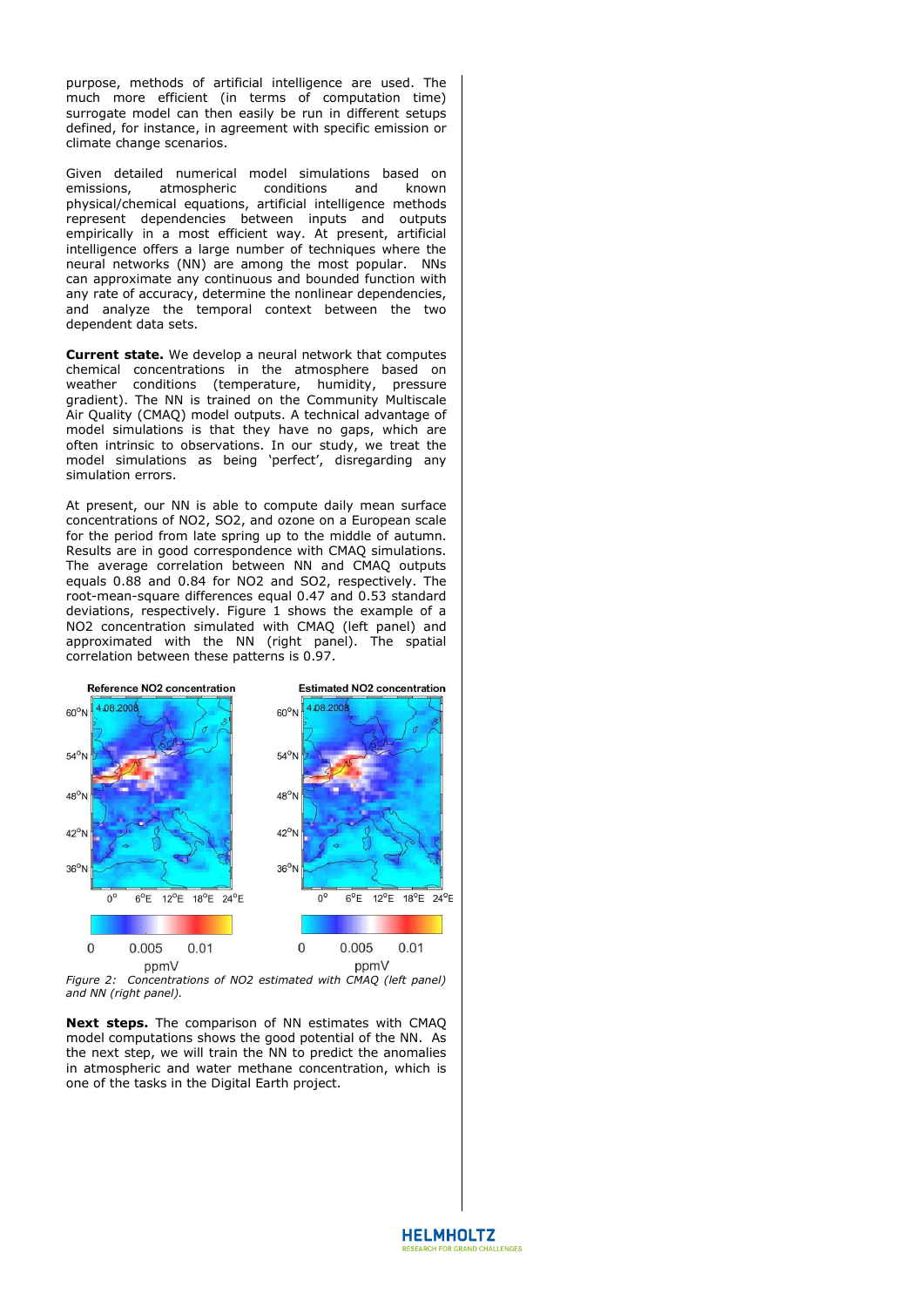purpose, methods of artificial intelligence are used. The much more efficient (in terms of computation time) surrogate model can then easily be run in different setups defined, for instance, in agreement with specific emission or climate change scenarios.

Given detailed numerical model simulations based on emissions, atmospheric conditions and known physical/chemical equations, artificial intelligence methods represent dependencies between inputs and outputs empirically in a most efficient way. At present, artificial intelligence offers a large number of techniques where the neural networks (NN) are among the most popular. NNs can approximate any continuous and bounded function with any rate of accuracy, determine the nonlinear dependencies, and analyze the temporal context between the two dependent data sets.

**Current state.** We develop a neural network that computes chemical concentrations in the atmosphere based on weather conditions (temperature, humidity, pressure gradient). The NN is trained on the Community Multiscale Air Quality (CMAQ) model outputs. A technical advantage of model simulations is that they have no gaps, which are often intrinsic to observations. In our study, we treat the model simulations as being 'perfect', disregarding any simulation errors.

At present, our NN is able to compute daily mean surface concentrations of $NO_2$, $SO_2$, and ozone on a European scale for the period from late spring up to the middle of autumn. Results are in good correspondence with CMAQ simulations. The average correlation between NN and CMAQ outputs equals 0.88 and 0.84 for $NO_2$ and $SO_2$, respectively. The root-mean-square differences equal 0.47 and 0.53 standard deviations, respectively. Figure 1 shows the example of a $NO_2$ concentration simulated with CMAQ (left panel) and approximated with the NN (right panel). The spatial correlation between these patterns is 0.97.

Reference NO2 concentration

4.08.2008

60°N
54°N
48°N
42°N
36°N

0° 6°E 12°E 18°E 24°E

0 0.005 0.01
ppmV

Estimated NO2 concentration

4.08.2008

60°N
54°N
48°N
42°N
36°N

0° 6°E 12°E 18°E 24°E

0 0.005 0.01
ppmV

*Figure 2: Concentrations of $NO_2$ estimated with CMAQ (left panel) and NN (right panel).*

**Next steps.** The comparison of NN estimates with CMAQ model computations shows the good potential of the NN. As the next step, we will train the NN to predict the anomalies in atmospheric and water methane concentration, which is one of the tasks in the Digital Earth project.